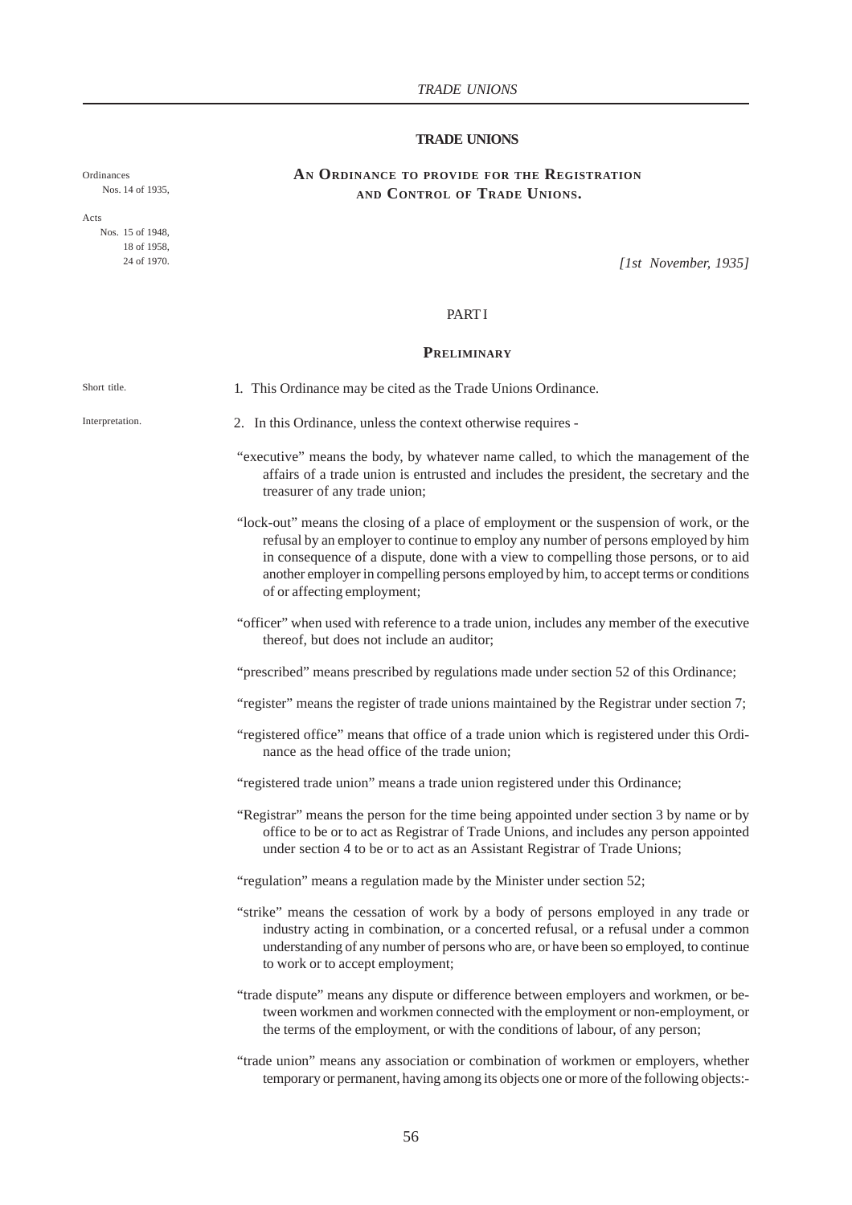# TRADE UNIONS

Ordinances
Nos. 14 of 1935,

Acts
Nos. 15 of 1948,
18 of 1958,
24 of 1970.

## AN ORDINANCE TO PROVIDE FOR THE REGISTRATION AND CONTROL OF TRADE UNIONS.

*[1st November, 1935]*

PART I

### PRELIMINARY

Short title.

1. This Ordinance may be cited as the Trade Unions Ordinance.

Interpretation.

2. In this Ordinance, unless the context otherwise requires -

"executive" means the body, by whatever name called, to which the management of the affairs of a trade union is entrusted and includes the president, the secretary and the treasurer of any trade union;

"lock-out" means the closing of a place of employment or the suspension of work, or the refusal by an employer to continue to employ any number of persons employed by him in consequence of a dispute, done with a view to compelling those persons, or to aid another employer in compelling persons employed by him, to accept terms or conditions of or affecting employment;

"officer" when used with reference to a trade union, includes any member of the executive thereof, but does not include an auditor;

"prescribed" means prescribed by regulations made under section 52 of this Ordinance;

"register" means the register of trade unions maintained by the Registrar under section 7;

"registered office" means that office of a trade union which is registered under this Ordinance as the head office of the trade union;

"registered trade union" means a trade union registered under this Ordinance;

"Registrar" means the person for the time being appointed under section 3 by name or by office to be or to act as Registrar of Trade Unions, and includes any person appointed under section 4 to be or to act as an Assistant Registrar of Trade Unions;

"regulation" means a regulation made by the Minister under section 52;

"strike" means the cessation of work by a body of persons employed in any trade or industry acting in combination, or a concerted refusal, or a refusal under a common understanding of any number of persons who are, or have been so employed, to continue to work or to accept employment;

"trade dispute" means any dispute or difference between employers and workmen, or between workmen and workmen connected with the employment or non-employment, or the terms of the employment, or with the conditions of labour, of any person;

"trade union" means any association or combination of workmen or employers, whether temporary or permanent, having among its objects one or more of the following objects:-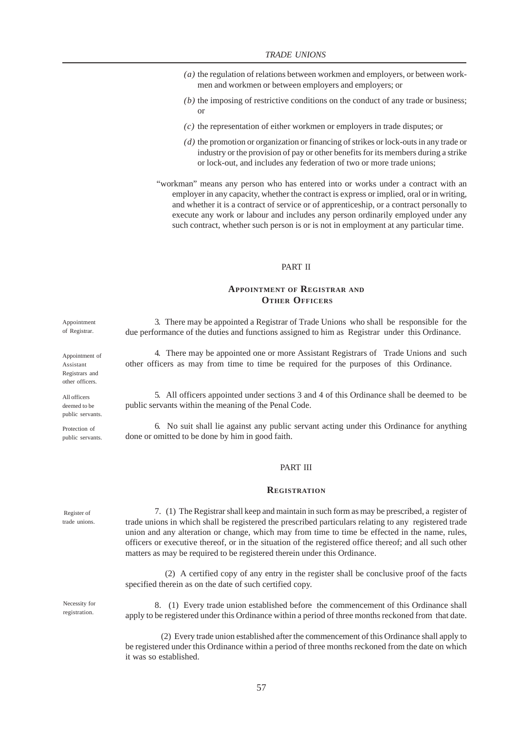*(a)* the regulation of relations between workmen and employers, or between workmen and workmen or between employers and employers; or

*(b)* the imposing of restrictive conditions on the conduct of any trade or business; or

*(c)* the representation of either workmen or employers in trade disputes; or

*(d)* the promotion or organization or financing of strikes or lock-outs in any trade or industry or the provision of pay or other benefits for its members during a strike or lock-out, and includes any federation of two or more trade unions;

"workman" means any person who has entered into or works under a contract with an employer in any capacity, whether the contract is express or implied, oral or in writing, and whether it is a contract of service or of apprenticeship, or a contract personally to execute any work or labour and includes any person ordinarily employed under any such contract, whether such person is or is not in employment at any particular time.

## PART II

## APPOINTMENT OF REGISTRAR AND OTHER OFFICERS

*Appointment of Registrar.*

3. There may be appointed a Registrar of Trade Unions who shall be responsible for the due performance of the duties and functions assigned to him as Registrar under this Ordinance.

*Appointment of Assistant Registrars and other officers.*

4. There may be appointed one or more Assistant Registrars of Trade Unions and such other officers as may from time to time be required for the purposes of this Ordinance.

*All officers deemed to be public servants.*

5. All officers appointed under sections 3 and 4 of this Ordinance shall be deemed to be public servants within the meaning of the Penal Code.

*Protection of public servants.*

6. No suit shall lie against any public servant acting under this Ordinance for anything done or omitted to be done by him in good faith.

## PART III

## REGISTRATION

*Register of trade unions.*

7. (1) The Registrar shall keep and maintain in such form as may be prescribed, a register of trade unions in which shall be registered the prescribed particulars relating to any registered trade union and any alteration or change, which may from time to time be effected in the name, rules, officers or executive thereof, or in the situation of the registered office thereof; and all such other matters as may be required to be registered therein under this Ordinance.

(2) A certified copy of any entry in the register shall be conclusive proof of the facts specified therein as on the date of such certified copy.

*Necessity for registration.*

8. (1) Every trade union established before the commencement of this Ordinance shall apply to be registered under this Ordinance within a period of three months reckoned from that date.

(2) Every trade union established after the commencement of this Ordinance shall apply to be registered under this Ordinance within a period of three months reckoned from the date on which it was so established.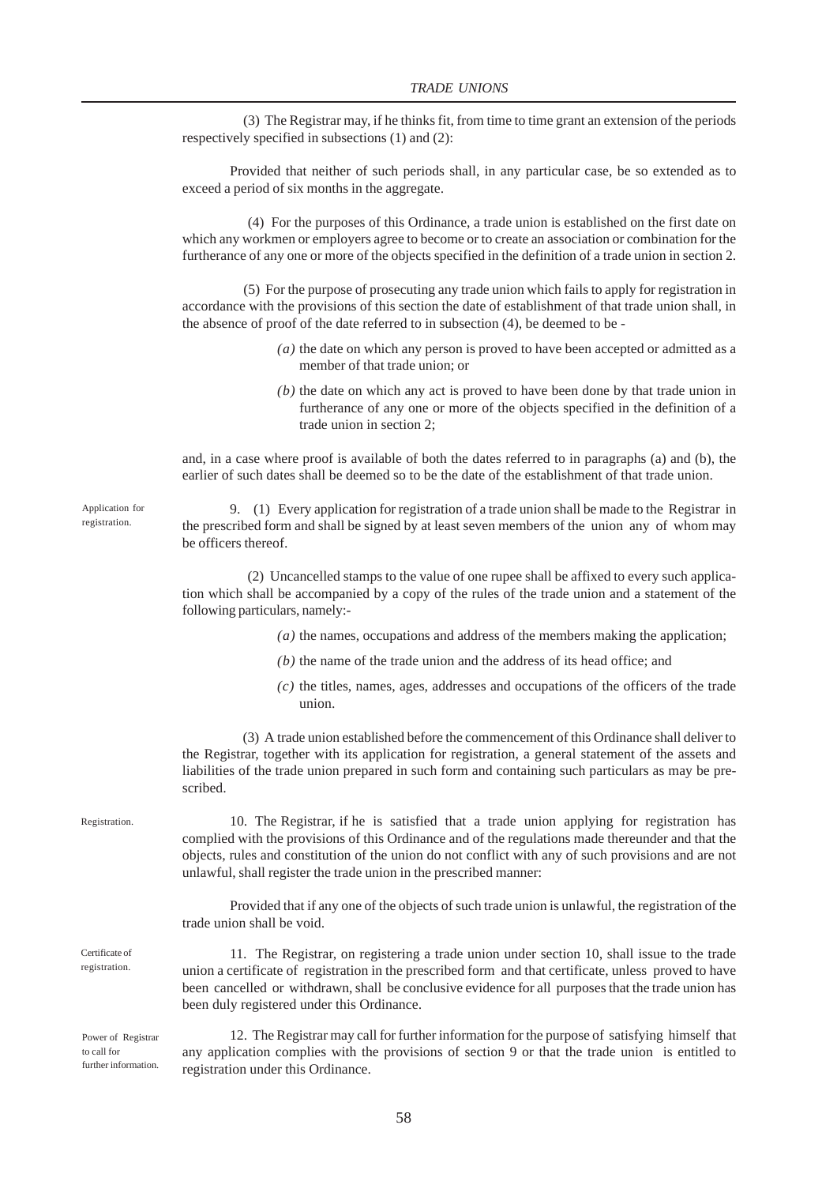(3) The Registrar may, if he thinks fit, from time to time grant an extension of the periods respectively specified in subsections (1) and (2):

Provided that neither of such periods shall, in any particular case, be so extended as to exceed a period of six months in the aggregate.

(4) For the purposes of this Ordinance, a trade union is established on the first date on which any workmen or employers agree to become or to create an association or combination for the furtherance of any one or more of the objects specified in the definition of a trade union in section 2.

(5) For the purpose of prosecuting any trade union which fails to apply for registration in accordance with the provisions of this section the date of establishment of that trade union shall, in the absence of proof of the date referred to in subsection (4), be deemed to be -

*(a)* the date on which any person is proved to have been accepted or admitted as a member of that trade union; or

*(b)* the date on which any act is proved to have been done by that trade union in furtherance of any one or more of the objects specified in the definition of a trade union in section 2;

and, in a case where proof is available of both the dates referred to in paragraphs (a) and (b), the earlier of such dates shall be deemed so to be the date of the establishment of that trade union.

*Application for registration.*

9. (1) Every application for registration of a trade union shall be made to the Registrar in the prescribed form and shall be signed by at least seven members of the union any of whom may be officers thereof.

(2) Uncancelled stamps to the value of one rupee shall be affixed to every such application which shall be accompanied by a copy of the rules of the trade union and a statement of the following particulars, namely:-

*(a)* the names, occupations and address of the members making the application;

*(b)* the name of the trade union and the address of its head office; and

*(c)* the titles, names, ages, addresses and occupations of the officers of the trade union.

(3) A trade union established before the commencement of this Ordinance shall deliver to the Registrar, together with its application for registration, a general statement of the assets and liabilities of the trade union prepared in such form and containing such particulars as may be prescribed.

*Registration.*

10. The Registrar, if he is satisfied that a trade union applying for registration has complied with the provisions of this Ordinance and of the regulations made thereunder and that the objects, rules and constitution of the union do not conflict with any of such provisions and are not unlawful, shall register the trade union in the prescribed manner:

Provided that if any one of the objects of such trade union is unlawful, the registration of the trade union shall be void.

*Certificate of registration.*

11. The Registrar, on registering a trade union under section 10, shall issue to the trade union a certificate of registration in the prescribed form and that certificate, unless proved to have been cancelled or withdrawn, shall be conclusive evidence for all purposes that the trade union has been duly registered under this Ordinance.

*Power of Registrar to call for further information.*

12. The Registrar may call for further information for the purpose of satisfying himself that any application complies with the provisions of section 9 or that the trade union is entitled to registration under this Ordinance.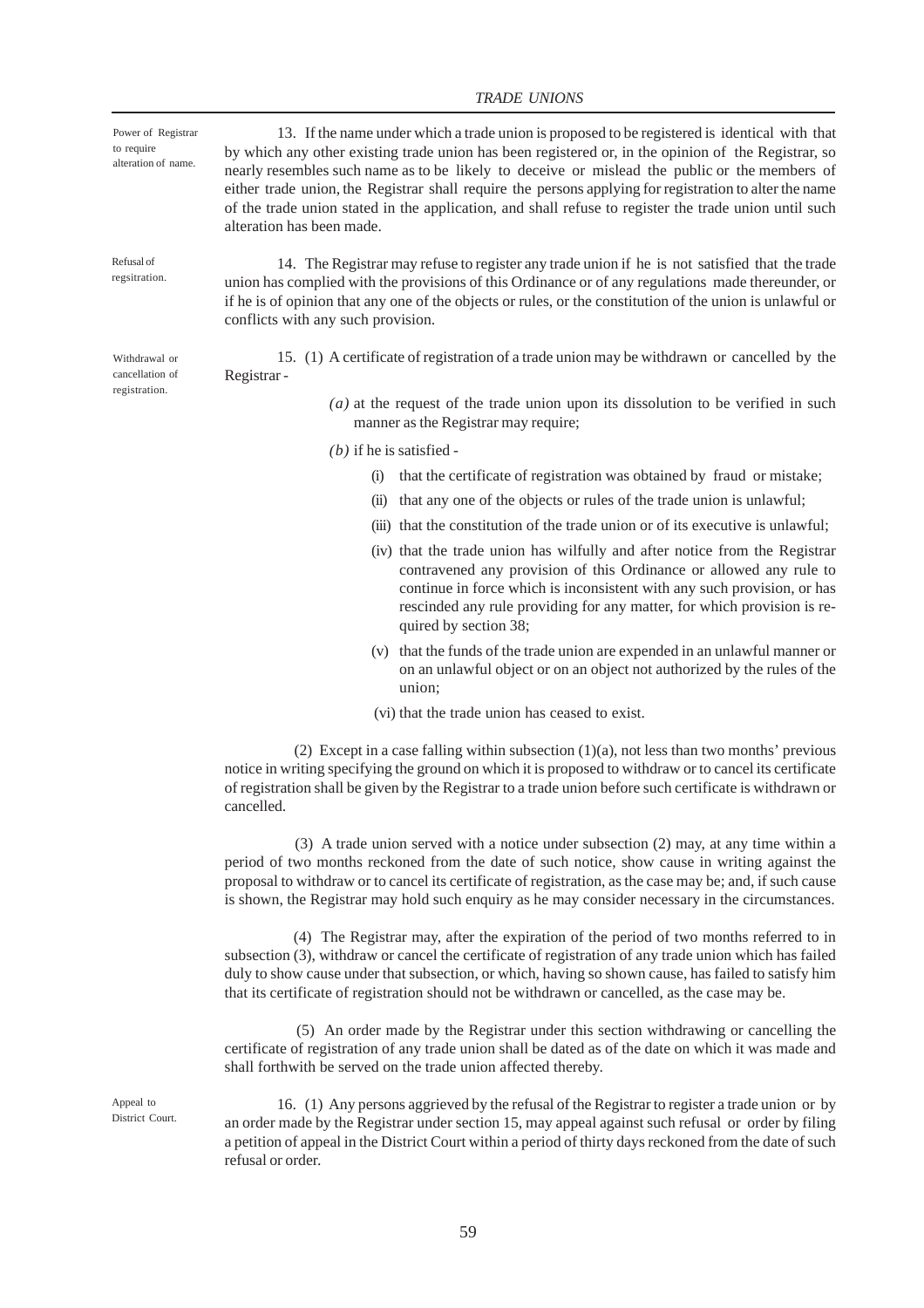**Power of Registrar to require alteration of name.**

13. If the name under which a trade union is proposed to be registered is identical with that by which any other existing trade union has been registered or, in the opinion of the Registrar, so nearly resembles such name as to be likely to deceive or mislead the public or the members of either trade union, the Registrar shall require the persons applying for registration to alter the name of the trade union stated in the application, and shall refuse to register the trade union until such alteration has been made.

**Refusal of regsitration.**

14. The Registrar may refuse to register any trade union if he is not satisfied that the trade union has complied with the provisions of this Ordinance or of any regulations made thereunder, or if he is of opinion that any one of the objects or rules, or the constitution of the union is unlawful or conflicts with any such provision.

**Withdrawal or cancellation of registration.**

15. (1) A certificate of registration of a trade union may be withdrawn or cancelled by the Registrar -

*(a)* at the request of the trade union upon its dissolution to be verified in such manner as the Registrar may require;

*(b)* if he is satisfied -

(i) that the certificate of registration was obtained by fraud or mistake;

(ii) that any one of the objects or rules of the trade union is unlawful;

(iii) that the constitution of the trade union or of its executive is unlawful;

(iv) that the trade union has wilfully and after notice from the Registrar contravened any provision of this Ordinance or allowed any rule to continue in force which is inconsistent with any such provision, or has rescinded any rule providing for any matter, for which provision is required by section 38;

(v) that the funds of the trade union are expended in an unlawful manner or on an unlawful object or on an object not authorized by the rules of the union;

(vi) that the trade union has ceased to exist.

(2) Except in a case falling within subsection (1)(a), not less than two months' previous notice in writing specifying the ground on which it is proposed to withdraw or to cancel its certificate of registration shall be given by the Registrar to a trade union before such certificate is withdrawn or cancelled.

(3) A trade union served with a notice under subsection (2) may, at any time within a period of two months reckoned from the date of such notice, show cause in writing against the proposal to withdraw or to cancel its certificate of registration, as the case may be; and, if such cause is shown, the Registrar may hold such enquiry as he may consider necessary in the circumstances.

(4) The Registrar may, after the expiration of the period of two months referred to in subsection (3), withdraw or cancel the certificate of registration of any trade union which has failed duly to show cause under that subsection, or which, having so shown cause, has failed to satisfy him that its certificate of registration should not be withdrawn or cancelled, as the case may be.

(5) An order made by the Registrar under this section withdrawing or cancelling the certificate of registration of any trade union shall be dated as of the date on which it was made and shall forthwith be served on the trade union affected thereby.

**Appeal to District Court.**

16. (1) Any persons aggrieved by the refusal of the Registrar to register a trade union or by an order made by the Registrar under section 15, may appeal against such refusal or order by filing a petition of appeal in the District Court within a period of thirty days reckoned from the date of such refusal or order.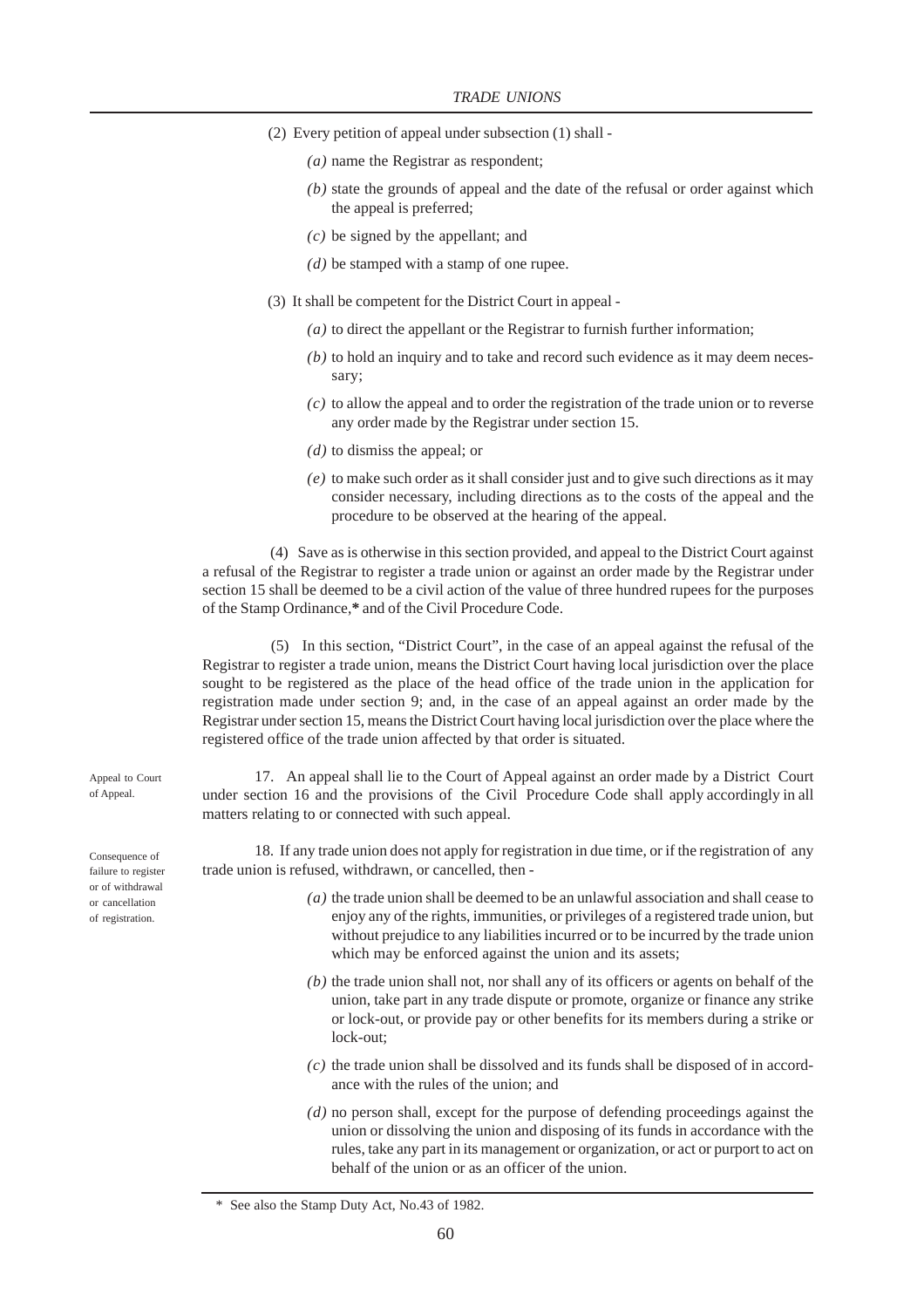(2) Every petition of appeal under subsection (1) shall -

*(a)* name the Registrar as respondent;

*(b)* state the grounds of appeal and the date of the refusal or order against which the appeal is preferred;

*(c)* be signed by the appellant; and

*(d)* be stamped with a stamp of one rupee.

(3) It shall be competent for the District Court in appeal -

*(a)* to direct the appellant or the Registrar to furnish further information;

*(b)* to hold an inquiry and to take and record such evidence as it may deem necessary;

*(c)* to allow the appeal and to order the registration of the trade union or to reverse any order made by the Registrar under section 15.

*(d)* to dismiss the appeal; or

*(e)* to make such order as it shall consider just and to give such directions as it may consider necessary, including directions as to the costs of the appeal and the procedure to be observed at the hearing of the appeal.

(4) Save as is otherwise in this section provided, and appeal to the District Court against a refusal of the Registrar to register a trade union or against an order made by the Registrar under section 15 shall be deemed to be a civil action of the value of three hundred rupees for the purposes of the Stamp Ordinance,**\*** and of the Civil Procedure Code.

(5) In this section, "District Court", in the case of an appeal against the refusal of the Registrar to register a trade union, means the District Court having local jurisdiction over the place sought to be registered as the place of the head office of the trade union in the application for registration made under section 9; and, in the case of an appeal against an order made by the Registrar under section 15, means the District Court having local jurisdiction over the place where the registered office of the trade union affected by that order is situated.

Appeal to Court of Appeal.

17. An appeal shall lie to the Court of Appeal against an order made by a District Court under section 16 and the provisions of the Civil Procedure Code shall apply accordingly in all matters relating to or connected with such appeal.

Consequence of failure to register or of withdrawal or cancellation of registration.

18. If any trade union does not apply for registration in due time, or if the registration of any trade union is refused, withdrawn, or cancelled, then -

*(a)* the trade union shall be deemed to be an unlawful association and shall cease to enjoy any of the rights, immunities, or privileges of a registered trade union, but without prejudice to any liabilities incurred or to be incurred by the trade union which may be enforced against the union and its assets;

*(b)* the trade union shall not, nor shall any of its officers or agents on behalf of the union, take part in any trade dispute or promote, organize or finance any strike or lock-out, or provide pay or other benefits for its members during a strike or lock-out;

*(c)* the trade union shall be dissolved and its funds shall be disposed of in accordance with the rules of the union; and

*(d)* no person shall, except for the purpose of defending proceedings against the union or dissolving the union and disposing of its funds in accordance with the rules, take any part in its management or organization, or act or purport to act on behalf of the union or as an officer of the union.

\* See also the Stamp Duty Act, No.43 of 1982.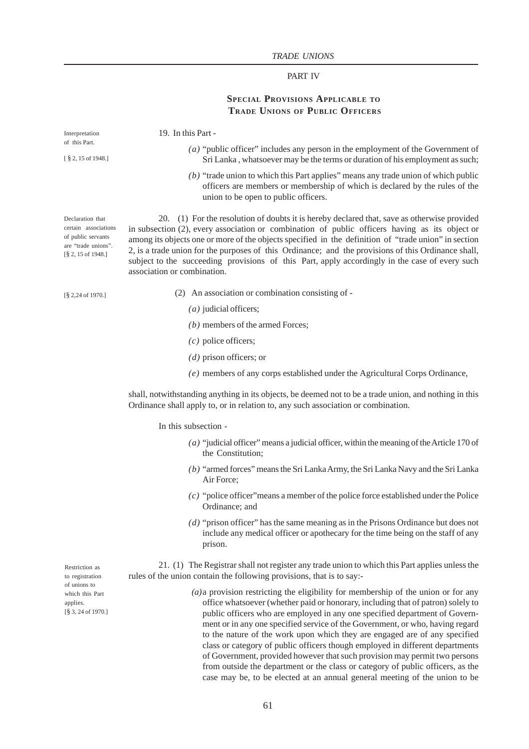## PART IV

### SPECIAL PROVISIONS APPLICABLE TO TRADE UNIONS OF PUBLIC OFFICERS

Interpretation of this Part.
[ § 2, 15 of 1948.]

19. In this Part -

*(a)* "public officer" includes any person in the employment of the Government of Sri Lanka , whatsoever may be the terms or duration of his employment as such;

*(b)* "trade union to which this Part applies" means any trade union of which public officers are members or membership of which is declared by the rules of the union to be open to public officers.

Declaration that certain associations of public servants are "trade unions".
[§ 2, 15 of 1948.]

20. (1) For the resolution of doubts it is hereby declared that, save as otherwise provided in subsection (2), every association or combination of public officers having as its object or among its objects one or more of the objects specified in the definition of "trade union" in section 2, is a trade union for the purposes of this Ordinance; and the provisions of this Ordinance shall, subject to the succeeding provisions of this Part, apply accordingly in the case of every such association or combination.

[§ 2,24 of 1970.]

(2) An association or combination consisting of -

*(a)* judicial officers;

*(b)* members of the armed Forces;

*(c)* police officers;

*(d)* prison officers; or

*(e)* members of any corps established under the Agricultural Corps Ordinance,

shall, notwithstanding anything in its objects, be deemed not to be a trade union, and nothing in this Ordinance shall apply to, or in relation to, any such association or combination.

In this subsection -

*(a)* "judicial officer" means a judicial officer, within the meaning of the Article 170 of the Constitution;

*(b)* "armed forces" means the Sri Lanka Army, the Sri Lanka Navy and the Sri Lanka Air Force;

*(c)* "police officer"means a member of the police force established under the Police Ordinance; and

*(d)* "prison officer" has the same meaning as in the Prisons Ordinance but does not include any medical officer or apothecary for the time being on the staff of any prison.

Restriction as to registration of unions to which this Part applies.
[§ 3, 24 of 1970.]

21. (1) The Registrar shall not register any trade union to which this Part applies unless the rules of the union contain the following provisions, that is to say:-

*(a)* a provision restricting the eligibility for membership of the union or for any office whatsoever (whether paid or honorary, including that of patron) solely to public officers who are employed in any one specified department of Government or in any one specified service of the Government, or who, having regard to the nature of the work upon which they are engaged are of any specified class or category of public officers though employed in different departments of Government, provided however that such provision may permit two persons from outside the department or the class or category of public officers, as the case may be, to be elected at an annual general meeting of the union to be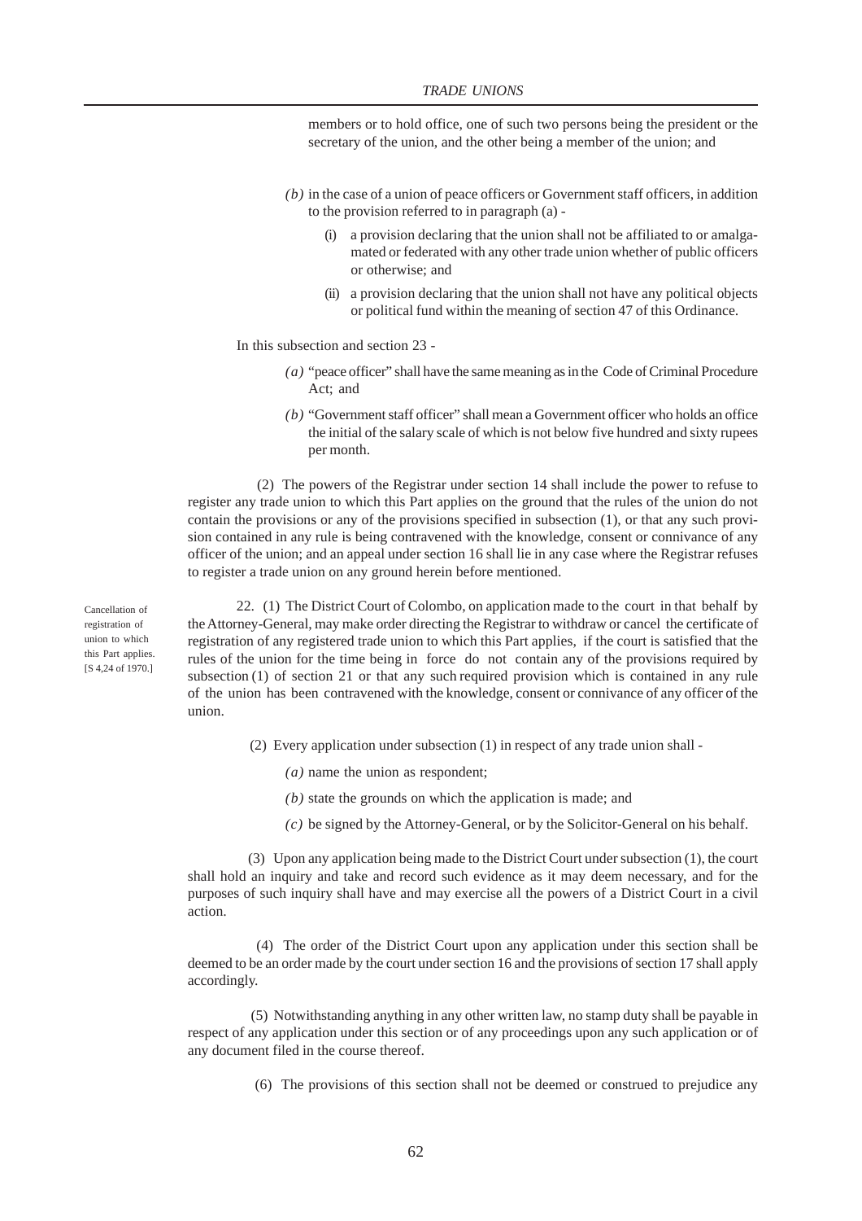members or to hold office, one of such two persons being the president or the secretary of the union, and the other being a member of the union; and

*(b)* in the case of a union of peace officers or Government staff officers, in addition to the provision referred to in paragraph (a) -

(i) a provision declaring that the union shall not be affiliated to or amalgamated or federated with any other trade union whether of public officers or otherwise; and

(ii) a provision declaring that the union shall not have any political objects or political fund within the meaning of section 47 of this Ordinance.

In this subsection and section 23 -

*(a)* "peace officer" shall have the same meaning as in the Code of Criminal Procedure Act; and

*(b)* "Government staff officer" shall mean a Government officer who holds an office the initial of the salary scale of which is not below five hundred and sixty rupees per month.

(2) The powers of the Registrar under section 14 shall include the power to refuse to register any trade union to which this Part applies on the ground that the rules of the union do not contain the provisions or any of the provisions specified in subsection (1), or that any such provision contained in any rule is being contravened with the knowledge, consent or connivance of any officer of the union; and an appeal under section 16 shall lie in any case where the Registrar refuses to register a trade union on any ground herein before mentioned.

Cancellation of registration of union to which this Part applies. [S 4,24 of 1970.]

22. (1) The District Court of Colombo, on application made to the court in that behalf by the Attorney-General, may make order directing the Registrar to withdraw or cancel the certificate of registration of any registered trade union to which this Part applies, if the court is satisfied that the rules of the union for the time being in force do not contain any of the provisions required by subsection (1) of section 21 or that any such required provision which is contained in any rule of the union has been contravened with the knowledge, consent or connivance of any officer of the union.

(2) Every application under subsection (1) in respect of any trade union shall -

*(a)* name the union as respondent;

*(b)* state the grounds on which the application is made; and

*(c)* be signed by the Attorney-General, or by the Solicitor-General on his behalf.

(3) Upon any application being made to the District Court under subsection (1), the court shall hold an inquiry and take and record such evidence as it may deem necessary, and for the purposes of such inquiry shall have and may exercise all the powers of a District Court in a civil action.

(4) The order of the District Court upon any application under this section shall be deemed to be an order made by the court under section 16 and the provisions of section 17 shall apply accordingly.

(5) Notwithstanding anything in any other written law, no stamp duty shall be payable in respect of any application under this section or of any proceedings upon any such application or of any document filed in the course thereof.

(6) The provisions of this section shall not be deemed or construed to prejudice any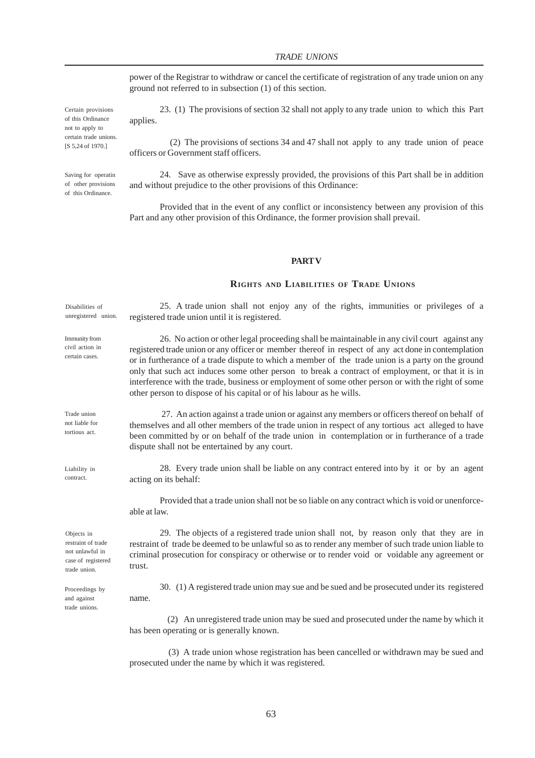power of the Registrar to withdraw or cancel the certificate of registration of any trade union on any ground not referred to in subsection (1) of this section.

Certain provisions of this Ordinance not to apply to certain trade unions. [S 5,24 of 1970.]

23. (1) The provisions of section 32 shall not apply to any trade union to which this Part applies.

(2) The provisions of sections 34 and 47 shall not apply to any trade union of peace officers or Government staff officers.

Saving for operatin of other provisions of this Ordinance.

24. Save as otherwise expressly provided, the provisions of this Part shall be in addition and without prejudice to the other provisions of this Ordinance:

Provided that in the event of any conflict or inconsistency between any provision of this Part and any other provision of this Ordinance, the former provision shall prevail.

## PART V

### RIGHTS AND LIABILITIES OF TRADE UNIONS

Disabilities of unregistered union.

25. A trade union shall not enjoy any of the rights, immunities or privileges of a registered trade union until it is registered.

Immunity from civil action in certain cases.

26. No action or other legal proceeding shall be maintainable in any civil court against any registered trade union or any officer or member thereof in respect of any act done in contemplation or in furtherance of a trade dispute to which a member of the trade union is a party on the ground only that such act induces some other person to break a contract of employment, or that it is in interference with the trade, business or employment of some other person or with the right of some other person to dispose of his capital or of his labour as he wills.

Trade union not liable for tortious act.

27. An action against a trade union or against any members or officers thereof on behalf of themselves and all other members of the trade union in respect of any tortious act alleged to have been committed by or on behalf of the trade union in contemplation or in furtherance of a trade dispute shall not be entertained by any court.

Liability in contract.

28. Every trade union shall be liable on any contract entered into by it or by an agent acting on its behalf:

Provided that a trade union shall not be so liable on any contract which is void or unenforceable at law.

Objects in restraint of trade not unlawful in case of registered trade union.

29. The objects of a registered trade union shall not, by reason only that they are in restraint of trade be deemed to be unlawful so as to render any member of such trade union liable to criminal prosecution for conspiracy or otherwise or to render void or voidable any agreement or trust.

Proceedings by and against trade unions.

30. (1) A registered trade union may sue and be sued and be prosecuted under its registered name.

(2) An unregistered trade union may be sued and prosecuted under the name by which it has been operating or is generally known.

(3) A trade union whose registration has been cancelled or withdrawn may be sued and prosecuted under the name by which it was registered.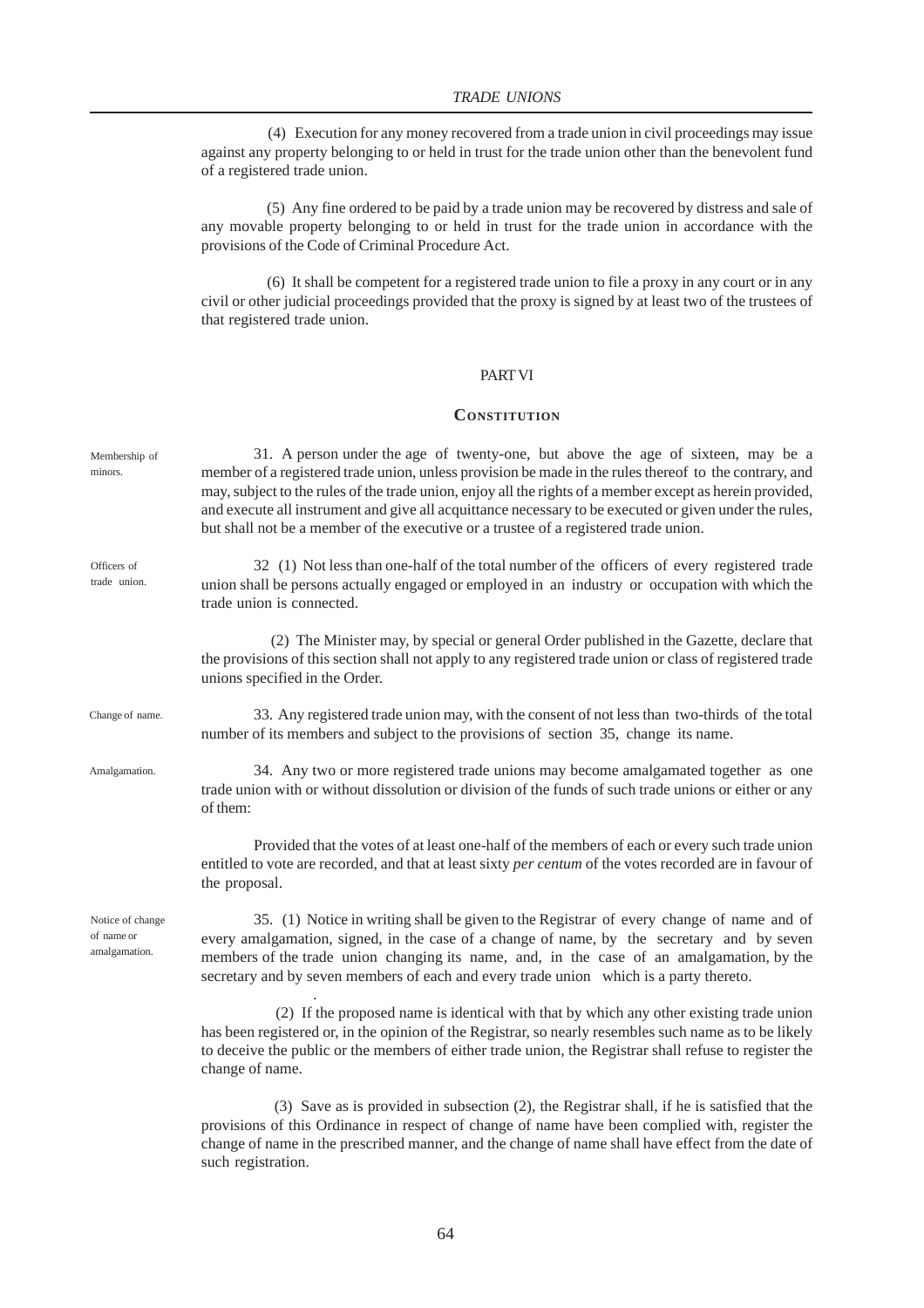(4) Execution for any money recovered from a trade union in civil proceedings may issue against any property belonging to or held in trust for the trade union other than the benevolent fund of a registered trade union.

(5) Any fine ordered to be paid by a trade union may be recovered by distress and sale of any movable property belonging to or held in trust for the trade union in accordance with the provisions of the Code of Criminal Procedure Act.

(6) It shall be competent for a registered trade union to file a proxy in any court or in any civil or other judicial proceedings provided that the proxy is signed by at least two of the trustees of that registered trade union.

## PART VI

## CONSTITUTION

Membership of minors.

31. A person under the age of twenty-one, but above the age of sixteen, may be a member of a registered trade union, unless provision be made in the rules thereof to the contrary, and may, subject to the rules of the trade union, enjoy all the rights of a member except as herein provided, and execute all instrument and give all acquittance necessary to be executed or given under the rules, but shall not be a member of the executive or a trustee of a registered trade union.

Officers of trade union.

32 (1) Not less than one-half of the total number of the officers of every registered trade union shall be persons actually engaged or employed in an industry or occupation with which the trade union is connected.

(2) The Minister may, by special or general Order published in the Gazette, declare that the provisions of this section shall not apply to any registered trade union or class of registered trade unions specified in the Order.

Change of name.

33. Any registered trade union may, with the consent of not less than two-thirds of the total number of its members and subject to the provisions of section 35, change its name.

Amalgamation.

34. Any two or more registered trade unions may become amalgamated together as one trade union with or without dissolution or division of the funds of such trade unions or either or any of them:

Provided that the votes of at least one-half of the members of each or every such trade union entitled to vote are recorded, and that at least sixty *per centum* of the votes recorded are in favour of the proposal.

Notice of change of name or amalgamation.

35. (1) Notice in writing shall be given to the Registrar of every change of name and of every amalgamation, signed, in the case of a change of name, by the secretary and by seven members of the trade union changing its name, and, in the case of an amalgamation, by the secretary and by seven members of each and every trade union which is a party thereto.

(2) If the proposed name is identical with that by which any other existing trade union has been registered or, in the opinion of the Registrar, so nearly resembles such name as to be likely to deceive the public or the members of either trade union, the Registrar shall refuse to register the change of name.

(3) Save as is provided in subsection (2), the Registrar shall, if he is satisfied that the provisions of this Ordinance in respect of change of name have been complied with, register the change of name in the prescribed manner, and the change of name shall have effect from the date of such registration.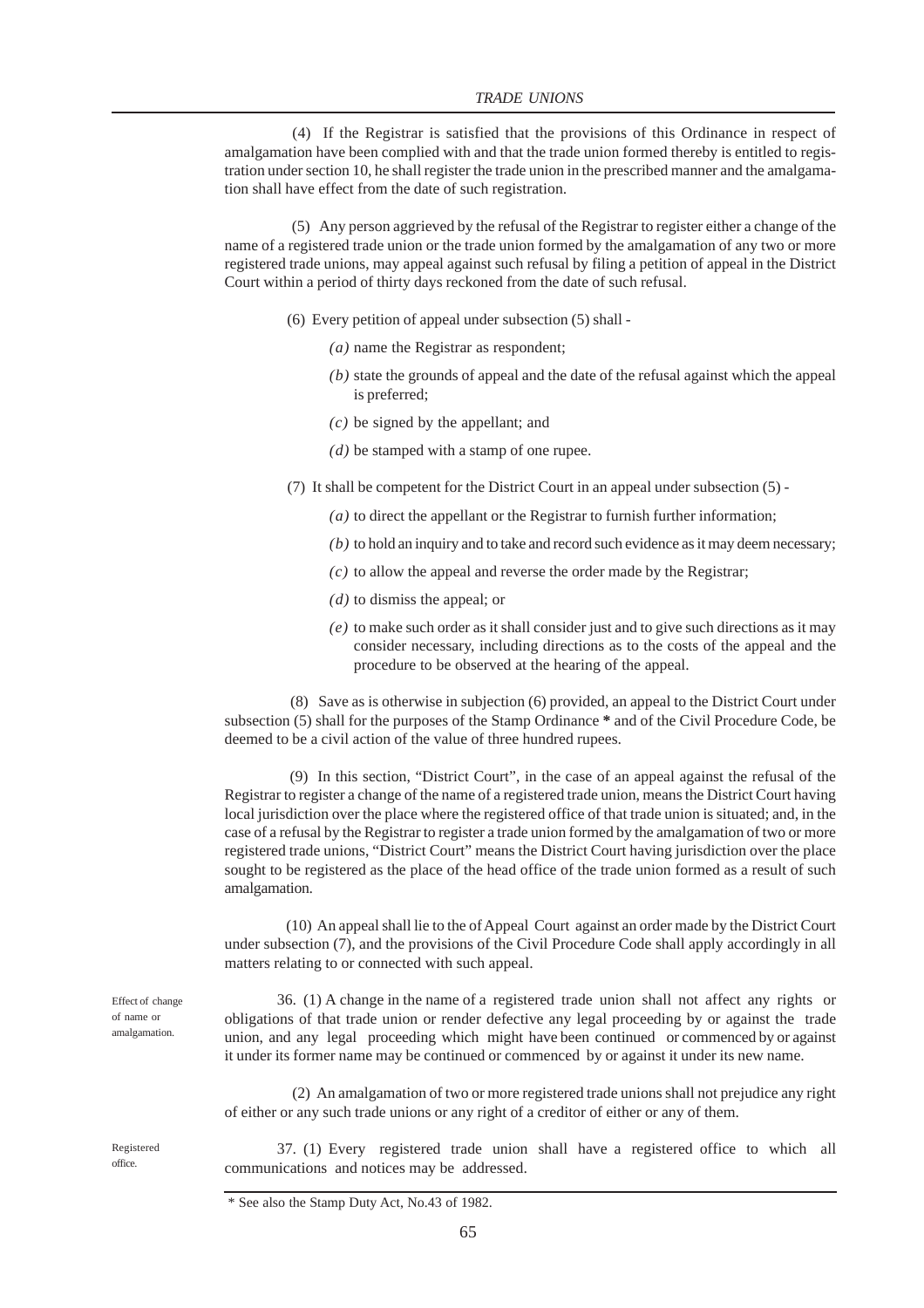(4) If the Registrar is satisfied that the provisions of this Ordinance in respect of amalgamation have been complied with and that the trade union formed thereby is entitled to registration under section 10, he shall register the trade union in the prescribed manner and the amalgamation shall have effect from the date of such registration.

(5) Any person aggrieved by the refusal of the Registrar to register either a change of the name of a registered trade union or the trade union formed by the amalgamation of any two or more registered trade unions, may appeal against such refusal by filing a petition of appeal in the District Court within a period of thirty days reckoned from the date of such refusal.

(6) Every petition of appeal under subsection (5) shall -

*(a)* name the Registrar as respondent;

*(b)* state the grounds of appeal and the date of the refusal against which the appeal is preferred;

*(c)* be signed by the appellant; and

*(d)* be stamped with a stamp of one rupee.

(7) It shall be competent for the District Court in an appeal under subsection (5) -

*(a)* to direct the appellant or the Registrar to furnish further information;

*(b)* to hold an inquiry and to take and record such evidence as it may deem necessary;

*(c)* to allow the appeal and reverse the order made by the Registrar;

*(d)* to dismiss the appeal; or

*(e)* to make such order as it shall consider just and to give such directions as it may consider necessary, including directions as to the costs of the appeal and the procedure to be observed at the hearing of the appeal.

(8) Save as is otherwise in subjection (6) provided, an appeal to the District Court under subsection (5) shall for the purposes of the Stamp Ordinance **\*** and of the Civil Procedure Code, be deemed to be a civil action of the value of three hundred rupees.

(9) In this section, "District Court", in the case of an appeal against the refusal of the Registrar to register a change of the name of a registered trade union, means the District Court having local jurisdiction over the place where the registered office of that trade union is situated; and, in the case of a refusal by the Registrar to register a trade union formed by the amalgamation of two or more registered trade unions, "District Court" means the District Court having jurisdiction over the place sought to be registered as the place of the head office of the trade union formed as a result of such amalgamation.

(10) An appeal shall lie to the of Appeal Court against an order made by the District Court under subsection (7), and the provisions of the Civil Procedure Code shall apply accordingly in all matters relating to or connected with such appeal.

*Effect of change of name or amalgamation.*

36. (1) A change in the name of a registered trade union shall not affect any rights or obligations of that trade union or render defective any legal proceeding by or against the trade union, and any legal proceeding which might have been continued or commenced by or against it under its former name may be continued or commenced by or against it under its new name.

(2) An amalgamation of two or more registered trade unions shall not prejudice any right of either or any such trade unions or any right of a creditor of either or any of them.

*Registered office.*

37. (1) Every registered trade union shall have a registered office to which all communications and notices may be addressed.

\* See also the Stamp Duty Act, No.43 of 1982.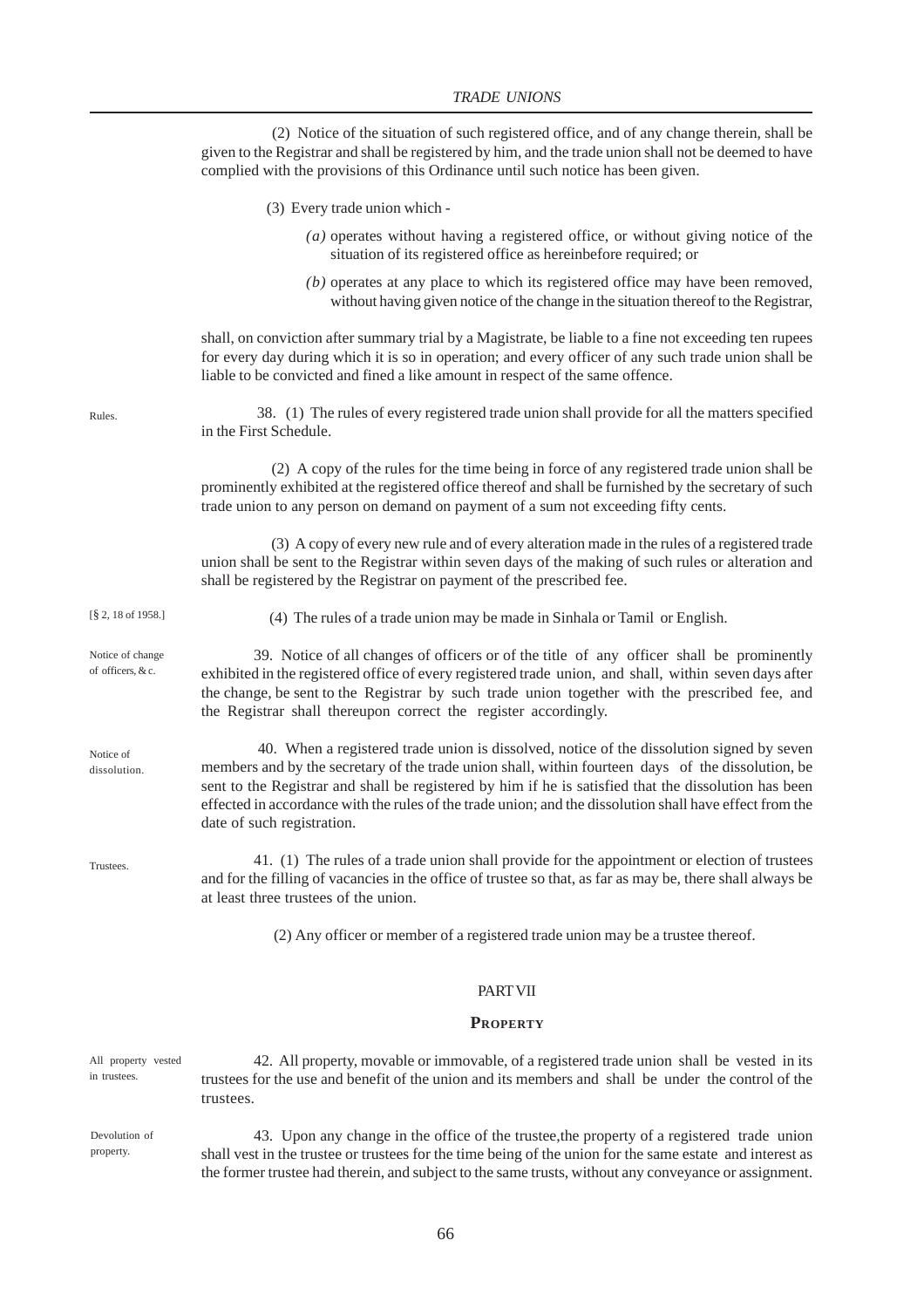(2) Notice of the situation of such registered office, and of any change therein, shall be given to the Registrar and shall be registered by him, and the trade union shall not be deemed to have complied with the provisions of this Ordinance until such notice has been given.

(3) Every trade union which -

*(a)* operates without having a registered office, or without giving notice of the situation of its registered office as hereinbefore required; or

*(b)* operates at any place to which its registered office may have been removed, without having given notice of the change in the situation thereof to the Registrar,

shall, on conviction after summary trial by a Magistrate, be liable to a fine not exceeding ten rupees for every day during which it is so in operation; and every officer of any such trade union shall be liable to be convicted and fined a like amount in respect of the same offence.

Rules.

38. (1) The rules of every registered trade union shall provide for all the matters specified in the First Schedule.

(2) A copy of the rules for the time being in force of any registered trade union shall be prominently exhibited at the registered office thereof and shall be furnished by the secretary of such trade union to any person on demand on payment of a sum not exceeding fifty cents.

(3) A copy of every new rule and of every alteration made in the rules of a registered trade union shall be sent to the Registrar within seven days of the making of such rules or alteration and shall be registered by the Registrar on payment of the prescribed fee.

[§ 2, 18 of 1958.]

(4) The rules of a trade union may be made in Sinhala or Tamil or English.

Notice of change of officers, & c.

39. Notice of all changes of officers or of the title of any officer shall be prominently exhibited in the registered office of every registered trade union, and shall, within seven days after the change, be sent to the Registrar by such trade union together with the prescribed fee, and the Registrar shall thereupon correct the register accordingly.

Notice of dissolution.

40. When a registered trade union is dissolved, notice of the dissolution signed by seven members and by the secretary of the trade union shall, within fourteen days of the dissolution, be sent to the Registrar and shall be registered by him if he is satisfied that the dissolution has been effected in accordance with the rules of the trade union; and the dissolution shall have effect from the date of such registration.

Trustees.

41. (1) The rules of a trade union shall provide for the appointment or election of trustees and for the filling of vacancies in the office of trustee so that, as far as may be, there shall always be at least three trustees of the union.

(2) Any officer or member of a registered trade union may be a trustee thereof.

## PART VII

## PROPERTY

All property vested in trustees.

42. All property, movable or immovable, of a registered trade union shall be vested in its trustees for the use and benefit of the union and its members and shall be under the control of the trustees.

Devolution of property.

43. Upon any change in the office of the trustee,the property of a registered trade union shall vest in the trustee or trustees for the time being of the union for the same estate and interest as the former trustee had therein, and subject to the same trusts, without any conveyance or assignment.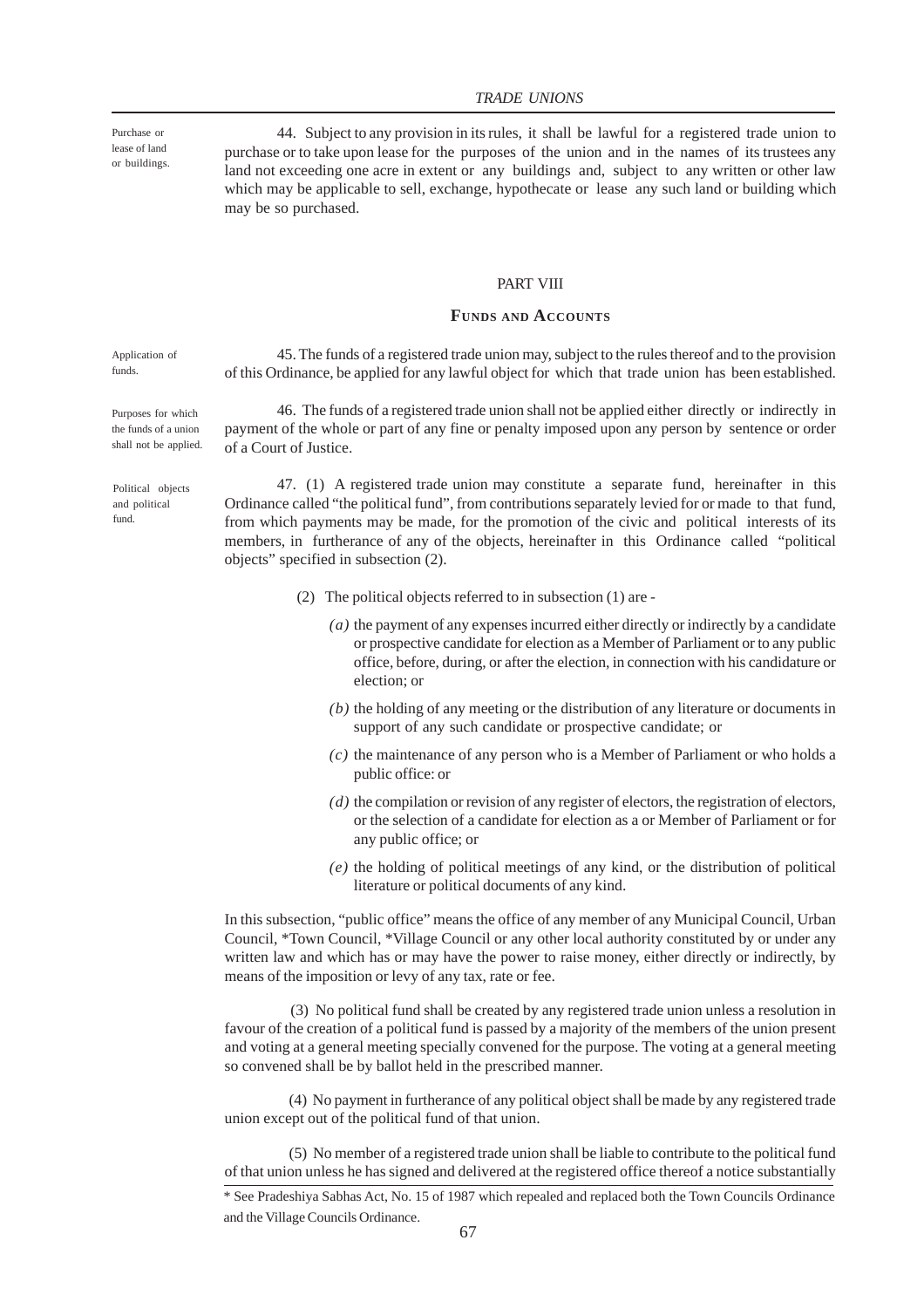Purchase or lease of land or buildings.

44. Subject to any provision in its rules, it shall be lawful for a registered trade union to purchase or to take upon lease for the purposes of the union and in the names of its trustees any land not exceeding one acre in extent or any buildings and, subject to any written or other law which may be applicable to sell, exchange, hypothecate or lease any such land or building which may be so purchased.

## PART VIII

### FUNDS AND ACCOUNTS

Application of funds.

45. The funds of a registered trade union may, subject to the rules thereof and to the provision of this Ordinance, be applied for any lawful object for which that trade union has been established.

Purposes for which the funds of a union shall not be applied.

46. The funds of a registered trade union shall not be applied either directly or indirectly in payment of the whole or part of any fine or penalty imposed upon any person by sentence or order of a Court of Justice.

Political objects and political fund.

47. (1) A registered trade union may constitute a separate fund, hereinafter in this Ordinance called "the political fund", from contributions separately levied for or made to that fund, from which payments may be made, for the promotion of the civic and political interests of its members, in furtherance of any of the objects, hereinafter in this Ordinance called "political objects" specified in subsection (2).

(2) The political objects referred to in subsection (1) are -

*(a)* the payment of any expenses incurred either directly or indirectly by a candidate or prospective candidate for election as a Member of Parliament or to any public office, before, during, or after the election, in connection with his candidature or election; or

*(b)* the holding of any meeting or the distribution of any literature or documents in support of any such candidate or prospective candidate; or

*(c)* the maintenance of any person who is a Member of Parliament or who holds a public office: or

*(d)* the compilation or revision of any register of electors, the registration of electors, or the selection of a candidate for election as a or Member of Parliament or for any public office; or

*(e)* the holding of political meetings of any kind, or the distribution of political literature or political documents of any kind.

In this subsection, "public office" means the office of any member of any Municipal Council, Urban Council, *Town Council, *Village Council or any other local authority constituted by or under any written law and which has or may have the power to raise money, either directly or indirectly, by means of the imposition or levy of any tax, rate or fee.

(3) No political fund shall be created by any registered trade union unless a resolution in favour of the creation of a political fund is passed by a majority of the members of the union present and voting at a general meeting specially convened for the purpose. The voting at a general meeting so convened shall be by ballot held in the prescribed manner.

(4) No payment in furtherance of any political object shall be made by any registered trade union except out of the political fund of that union.

(5) No member of a registered trade union shall be liable to contribute to the political fund of that union unless he has signed and delivered at the registered office thereof a notice substantially

\* See Pradeshiya Sabhas Act, No. 15 of 1987 which repealed and replaced both the Town Councils Ordinance and the Village Councils Ordinance.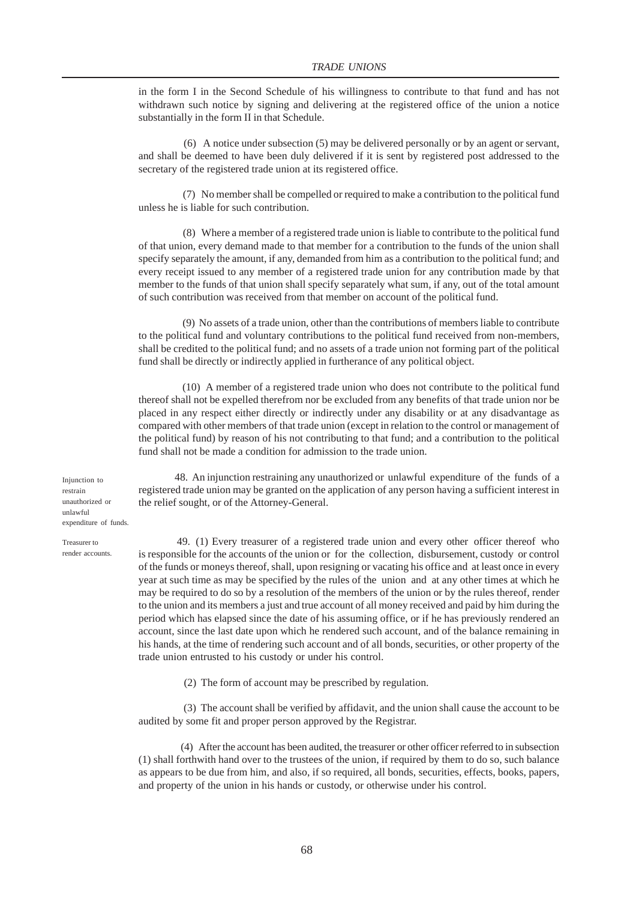in the form I in the Second Schedule of his willingness to contribute to that fund and has not withdrawn such notice by signing and delivering at the registered office of the union a notice substantially in the form II in that Schedule.

(6) A notice under subsection (5) may be delivered personally or by an agent or servant, and shall be deemed to have been duly delivered if it is sent by registered post addressed to the secretary of the registered trade union at its registered office.

(7) No member shall be compelled or required to make a contribution to the political fund unless he is liable for such contribution.

(8) Where a member of a registered trade union is liable to contribute to the political fund of that union, every demand made to that member for a contribution to the funds of the union shall specify separately the amount, if any, demanded from him as a contribution to the political fund; and every receipt issued to any member of a registered trade union for any contribution made by that member to the funds of that union shall specify separately what sum, if any, out of the total amount of such contribution was received from that member on account of the political fund.

(9) No assets of a trade union, other than the contributions of members liable to contribute to the political fund and voluntary contributions to the political fund received from non-members, shall be credited to the political fund; and no assets of a trade union not forming part of the political fund shall be directly or indirectly applied in furtherance of any political object.

(10) A member of a registered trade union who does not contribute to the political fund thereof shall not be expelled therefrom nor be excluded from any benefits of that trade union nor be placed in any respect either directly or indirectly under any disability or at any disadvantage as compared with other members of that trade union (except in relation to the control or management of the political fund) by reason of his not contributing to that fund; and a contribution to the political fund shall not be made a condition for admission to the trade union.

*Injunction to restrain unauthorized or unlawful expenditure of funds.*

48. An injunction restraining any unauthorized or unlawful expenditure of the funds of a registered trade union may be granted on the application of any person having a sufficient interest in the relief sought, or of the Attorney-General.

*Treasurer to render accounts.*

49. (1) Every treasurer of a registered trade union and every other officer thereof who is responsible for the accounts of the union or for the collection, disbursement, custody or control of the funds or moneys thereof, shall, upon resigning or vacating his office and at least once in every year at such time as may be specified by the rules of the union and at any other times at which he may be required to do so by a resolution of the members of the union or by the rules thereof, render to the union and its members a just and true account of all money received and paid by him during the period which has elapsed since the date of his assuming office, or if he has previously rendered an account, since the last date upon which he rendered such account, and of the balance remaining in his hands, at the time of rendering such account and of all bonds, securities, or other property of the trade union entrusted to his custody or under his control.

(2) The form of account may be prescribed by regulation.

(3) The account shall be verified by affidavit, and the union shall cause the account to be audited by some fit and proper person approved by the Registrar.

(4) After the account has been audited, the treasurer or other officer referred to in subsection (1) shall forthwith hand over to the trustees of the union, if required by them to do so, such balance as appears to be due from him, and also, if so required, all bonds, securities, effects, books, papers, and property of the union in his hands or custody, or otherwise under his control.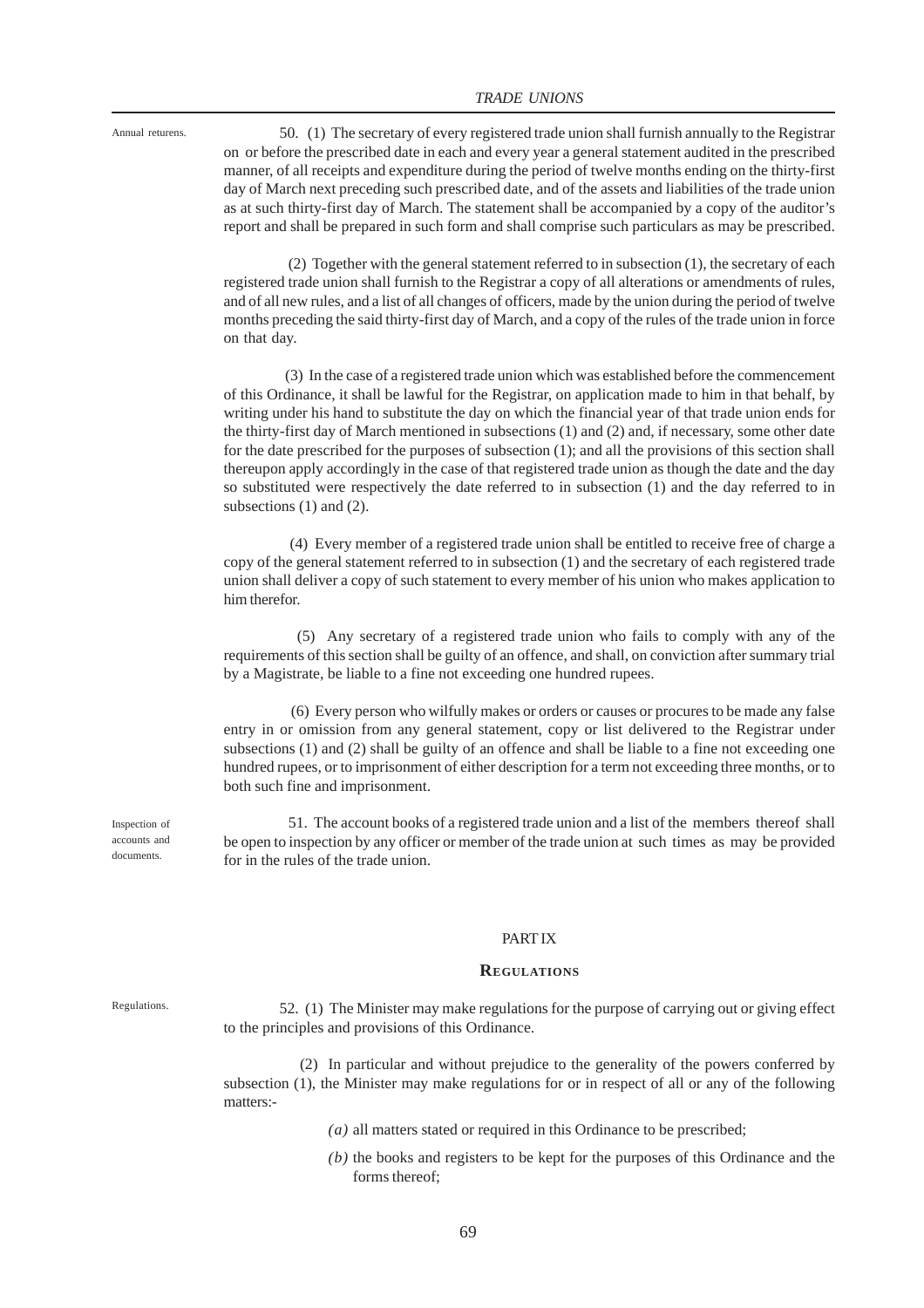Annual returens.

50. (1) The secretary of every registered trade union shall furnish annually to the Registrar on or before the prescribed date in each and every year a general statement audited in the prescribed manner, of all receipts and expenditure during the period of twelve months ending on the thirty-first day of March next preceding such prescribed date, and of the assets and liabilities of the trade union as at such thirty-first day of March. The statement shall be accompanied by a copy of the auditor's report and shall be prepared in such form and shall comprise such particulars as may be prescribed.

(2) Together with the general statement referred to in subsection (1), the secretary of each registered trade union shall furnish to the Registrar a copy of all alterations or amendments of rules, and of all new rules, and a list of all changes of officers, made by the union during the period of twelve months preceding the said thirty-first day of March, and a copy of the rules of the trade union in force on that day.

(3) In the case of a registered trade union which was established before the commencement of this Ordinance, it shall be lawful for the Registrar, on application made to him in that behalf, by writing under his hand to substitute the day on which the financial year of that trade union ends for the thirty-first day of March mentioned in subsections (1) and (2) and, if necessary, some other date for the date prescribed for the purposes of subsection (1); and all the provisions of this section shall thereupon apply accordingly in the case of that registered trade union as though the date and the day so substituted were respectively the date referred to in subsection (1) and the day referred to in subsections (1) and (2).

(4) Every member of a registered trade union shall be entitled to receive free of charge a copy of the general statement referred to in subsection (1) and the secretary of each registered trade union shall deliver a copy of such statement to every member of his union who makes application to him therefor.

(5) Any secretary of a registered trade union who fails to comply with any of the requirements of this section shall be guilty of an offence, and shall, on conviction after summary trial by a Magistrate, be liable to a fine not exceeding one hundred rupees.

(6) Every person who wilfully makes or orders or causes or procures to be made any false entry in or omission from any general statement, copy or list delivered to the Registrar under subsections (1) and (2) shall be guilty of an offence and shall be liable to a fine not exceeding one hundred rupees, or to imprisonment of either description for a term not exceeding three months, or to both such fine and imprisonment.

Inspection of accounts and documents.

51. The account books of a registered trade union and a list of the members thereof shall be open to inspection by any officer or member of the trade union at such times as may be provided for in the rules of the trade union.

## PART IX

### REGULATIONS

Regulations.

52. (1) The Minister may make regulations for the purpose of carrying out or giving effect to the principles and provisions of this Ordinance.

(2) In particular and without prejudice to the generality of the powers conferred by subsection (1), the Minister may make regulations for or in respect of all or any of the following matters:-

*(a)* all matters stated or required in this Ordinance to be prescribed;

*(b)* the books and registers to be kept for the purposes of this Ordinance and the forms thereof;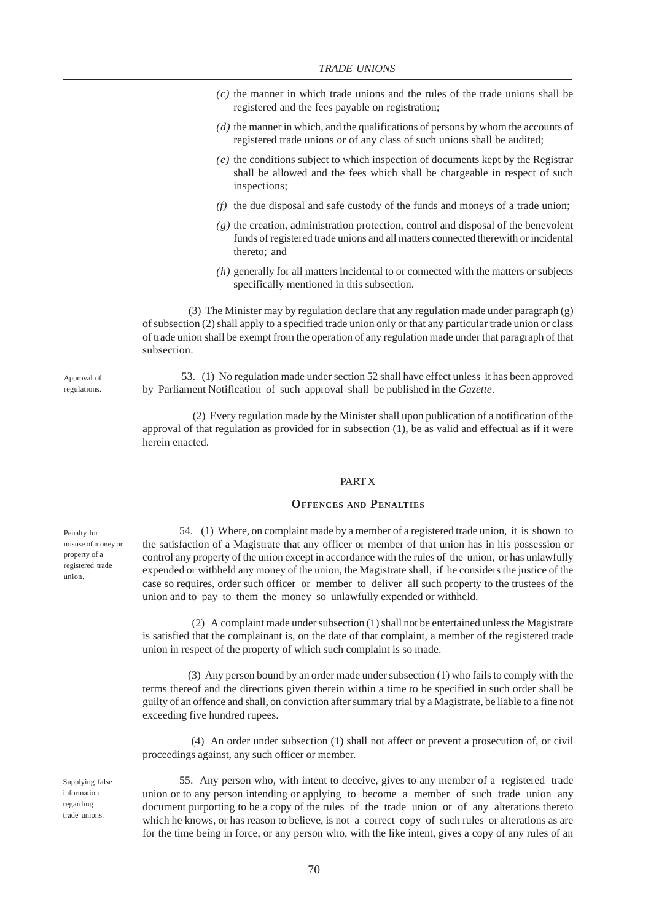*(c)* the manner in which trade unions and the rules of the trade unions shall be registered and the fees payable on registration;

*(d)* the manner in which, and the qualifications of persons by whom the accounts of registered trade unions or of any class of such unions shall be audited;

*(e)* the conditions subject to which inspection of documents kept by the Registrar shall be allowed and the fees which shall be chargeable in respect of such inspections;

*(f)* the due disposal and safe custody of the funds and moneys of a trade union;

*(g)* the creation, administration protection, control and disposal of the benevolent funds of registered trade unions and all matters connected therewith or incidental thereto; and

*(h)* generally for all matters incidental to or connected with the matters or subjects specifically mentioned in this subsection.

(3) The Minister may by regulation declare that any regulation made under paragraph (g) of subsection (2) shall apply to a specified trade union only or that any particular trade union or class of trade union shall be exempt from the operation of any regulation made under that paragraph of that subsection.

Approval of regulations.

53. (1) No regulation made under section 52 shall have effect unless it has been approved by Parliament Notification of such approval shall be published in the *Gazette*.

(2) Every regulation made by the Minister shall upon publication of a notification of the approval of that regulation as provided for in subsection (1), be as valid and effectual as if it were herein enacted.

## PART X

## OFFENCES AND PENALTIES

Penalty for misuse of money or property of a registered trade union.

54. (1) Where, on complaint made by a member of a registered trade union, it is shown to the satisfaction of a Magistrate that any officer or member of that union has in his possession or control any property of the union except in accordance with the rules of the union, or has unlawfully expended or withheld any money of the union, the Magistrate shall, if he considers the justice of the case so requires, order such officer or member to deliver all such property to the trustees of the union and to pay to them the money so unlawfully expended or withheld.

(2) A complaint made under subsection (1) shall not be entertained unless the Magistrate is satisfied that the complainant is, on the date of that complaint, a member of the registered trade union in respect of the property of which such complaint is so made.

(3) Any person bound by an order made under subsection (1) who fails to comply with the terms thereof and the directions given therein within a time to be specified in such order shall be guilty of an offence and shall, on conviction after summary trial by a Magistrate, be liable to a fine not exceeding five hundred rupees.

(4) An order under subsection (1) shall not affect or prevent a prosecution of, or civil proceedings against, any such officer or member.

Supplying false information regarding trade unions.

55. Any person who, with intent to deceive, gives to any member of a registered trade union or to any person intending or applying to become a member of such trade union any document purporting to be a copy of the rules of the trade union or of any alterations thereto which he knows, or has reason to believe, is not a correct copy of such rules or alterations as are for the time being in force, or any person who, with the like intent, gives a copy of any rules of an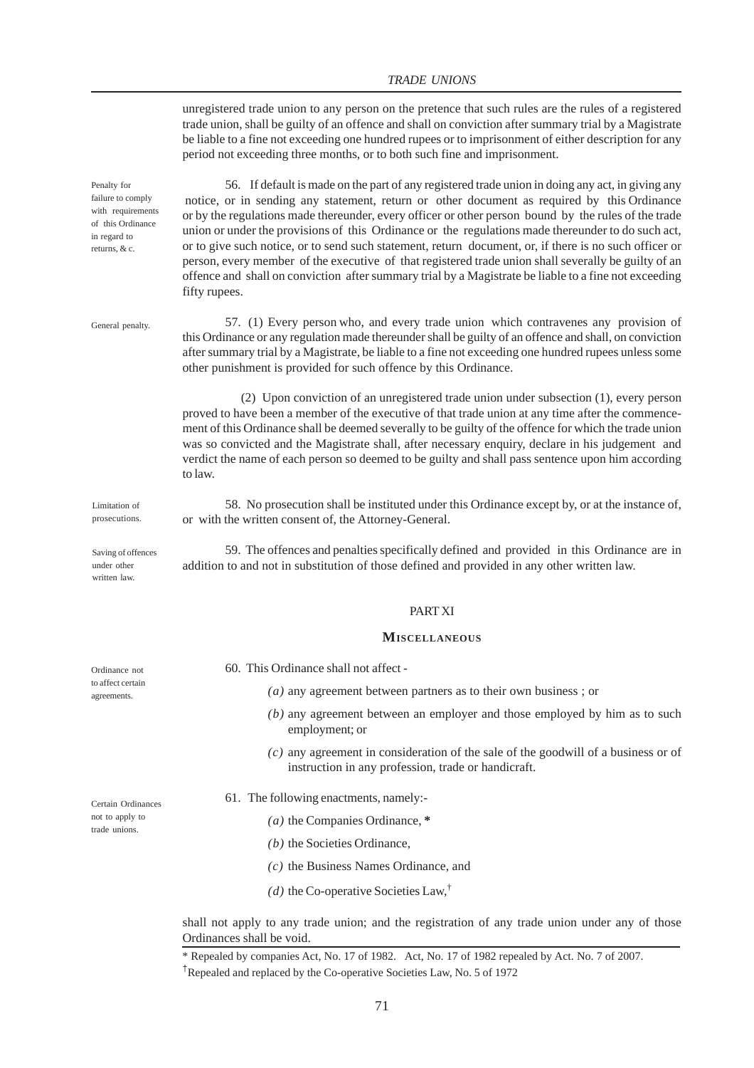unregistered trade union to any person on the pretence that such rules are the rules of a registered trade union, shall be guilty of an offence and shall on conviction after summary trial by a Magistrate be liable to a fine not exceeding one hundred rupees or to imprisonment of either description for any period not exceeding three months, or to both such fine and imprisonment.

Penalty for failure to comply with requirements of this Ordinance in regard to returns, & c.

56. If default is made on the part of any registered trade union in doing any act, in giving any notice, or in sending any statement, return or other document as required by this Ordinance or by the regulations made thereunder, every officer or other person bound by the rules of the trade union or under the provisions of this Ordinance or the regulations made thereunder to do such act, or to give such notice, or to send such statement, return document, or, if there is no such officer or person, every member of the executive of that registered trade union shall severally be guilty of an offence and shall on conviction after summary trial by a Magistrate be liable to a fine not exceeding fifty rupees.

General penalty.

57. (1) Every person who, and every trade union which contravenes any provision of this Ordinance or any regulation made thereunder shall be guilty of an offence and shall, on conviction after summary trial by a Magistrate, be liable to a fine not exceeding one hundred rupees unless some other punishment is provided for such offence by this Ordinance.

(2) Upon conviction of an unregistered trade union under subsection (1), every person proved to have been a member of the executive of that trade union at any time after the commencement of this Ordinance shall be deemed severally to be guilty of the offence for which the trade union was so convicted and the Magistrate shall, after necessary enquiry, declare in his judgement and verdict the name of each person so deemed to be guilty and shall pass sentence upon him according to law.

Limitation of prosecutions.

58. No prosecution shall be instituted under this Ordinance except by, or at the instance of, or with the written consent of, the Attorney-General.

Saving of offences under other written law.

59. The offences and penalties specifically defined and provided in this Ordinance are in addition to and not in substitution of those defined and provided in any other written law.

## PART XI

## MISCELLANEOUS

Ordinance not to affect certain agreements.

60. This Ordinance shall not affect -

*(a)* any agreement between partners as to their own business ; or

*(b)* any agreement between an employer and those employed by him as to such employment; or

*(c)* any agreement in consideration of the sale of the goodwill of a business or of instruction in any profession, trade or handicraft.

Certain Ordinances not to apply to trade unions.

61. The following enactments, namely:-

*(a)* the Companies Ordinance, *

*(b)* the Societies Ordinance,

*(c)* the Business Names Ordinance, and

*(d)* the Co-operative Societies Law,†

shall not apply to any trade union; and the registration of any trade union under any of those Ordinances shall be void.

* Repealed by companies Act, No. 17 of 1982. Act, No. 17 of 1982 repealed by Act. No. 7 of 2007.

† Repealed and replaced by the Co-operative Societies Law, No. 5 of 1972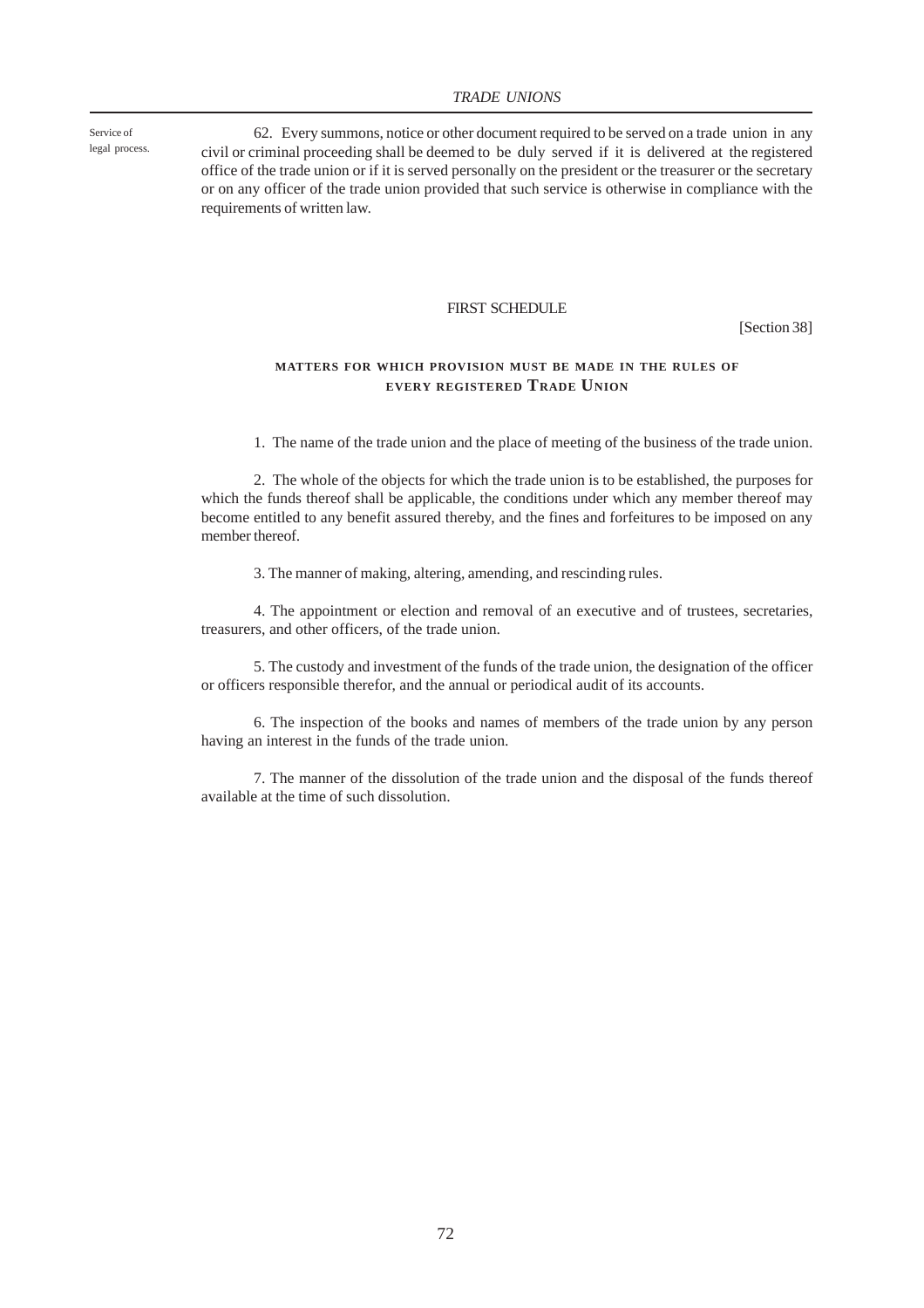Service of legal process.

62. Every summons, notice or other document required to be served on a trade union in any civil or criminal proceeding shall be deemed to be duly served if it is delivered at the registered office of the trade union or if it is served personally on the president or the treasurer or the secretary or on any officer of the trade union provided that such service is otherwise in compliance with the requirements of written law.

## FIRST SCHEDULE

[Section 38]

### MATTERS FOR WHICH PROVISION MUST BE MADE IN THE RULES OF EVERY REGISTERED TRADE UNION

1. The name of the trade union and the place of meeting of the business of the trade union.

2. The whole of the objects for which the trade union is to be established, the purposes for which the funds thereof shall be applicable, the conditions under which any member thereof may become entitled to any benefit assured thereby, and the fines and forfeitures to be imposed on any member thereof.

3. The manner of making, altering, amending, and rescinding rules.

4. The appointment or election and removal of an executive and of trustees, secretaries, treasurers, and other officers, of the trade union.

5. The custody and investment of the funds of the trade union, the designation of the officer or officers responsible therefor, and the annual or periodical audit of its accounts.

6. The inspection of the books and names of members of the trade union by any person having an interest in the funds of the trade union.

7. The manner of the dissolution of the trade union and the disposal of the funds thereof available at the time of such dissolution.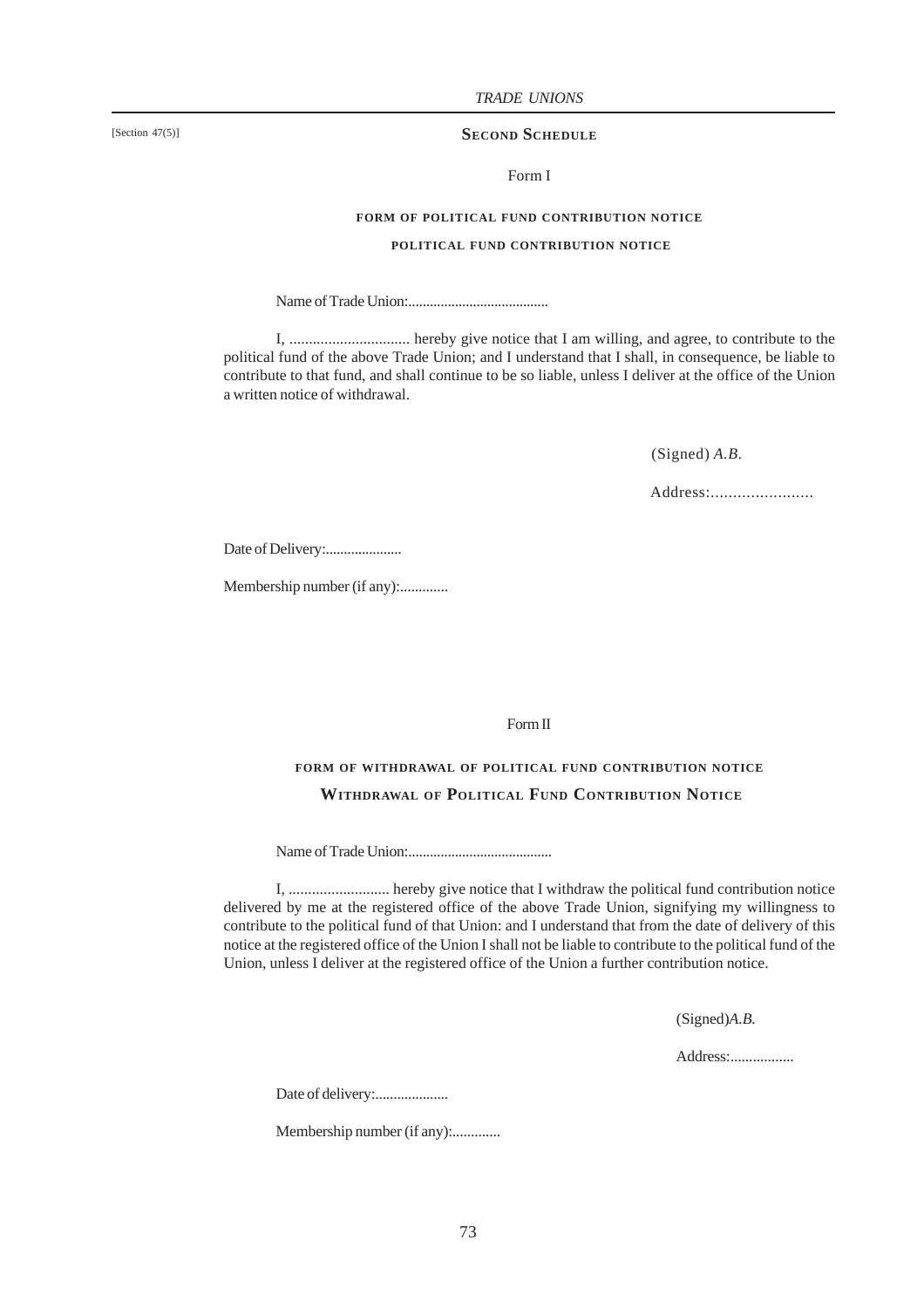[Section 47(5)]

## SECOND SCHEDULE

Form I

### FORM OF POLITICAL FUND CONTRIBUTION NOTICE

### POLITICAL FUND CONTRIBUTION NOTICE

Name of Trade Union:......................................

I, ............................... hereby give notice that I am willing, and agree, to contribute to the political fund of the above Trade Union; and I understand that I shall, in consequence, be liable to contribute to that fund, and shall continue to be so liable, unless I deliver at the office of the Union a written notice of withdrawal.

(Signed) *A.B.*

Address:......................

Date of Delivery:....................

Membership number (if any):.............

Form II

### FORM OF WITHDRAWAL OF POLITICAL FUND CONTRIBUTION NOTICE

### WITHDRAWAL OF POLITICAL FUND CONTRIBUTION NOTICE

Name of Trade Union:........................................

I, .......................... hereby give notice that I withdraw the political fund contribution notice delivered by me at the registered office of the above Trade Union, signifying my willingness to contribute to the political fund of that Union: and I understand that from the date of delivery of this notice at the registered office of the Union I shall not be liable to contribute to the political fund of the Union, unless I deliver at the registered office of the Union a further contribution notice.

(Signed)*A.B.*

Address:.................

Date of delivery:....................

Membership number (if any):.............